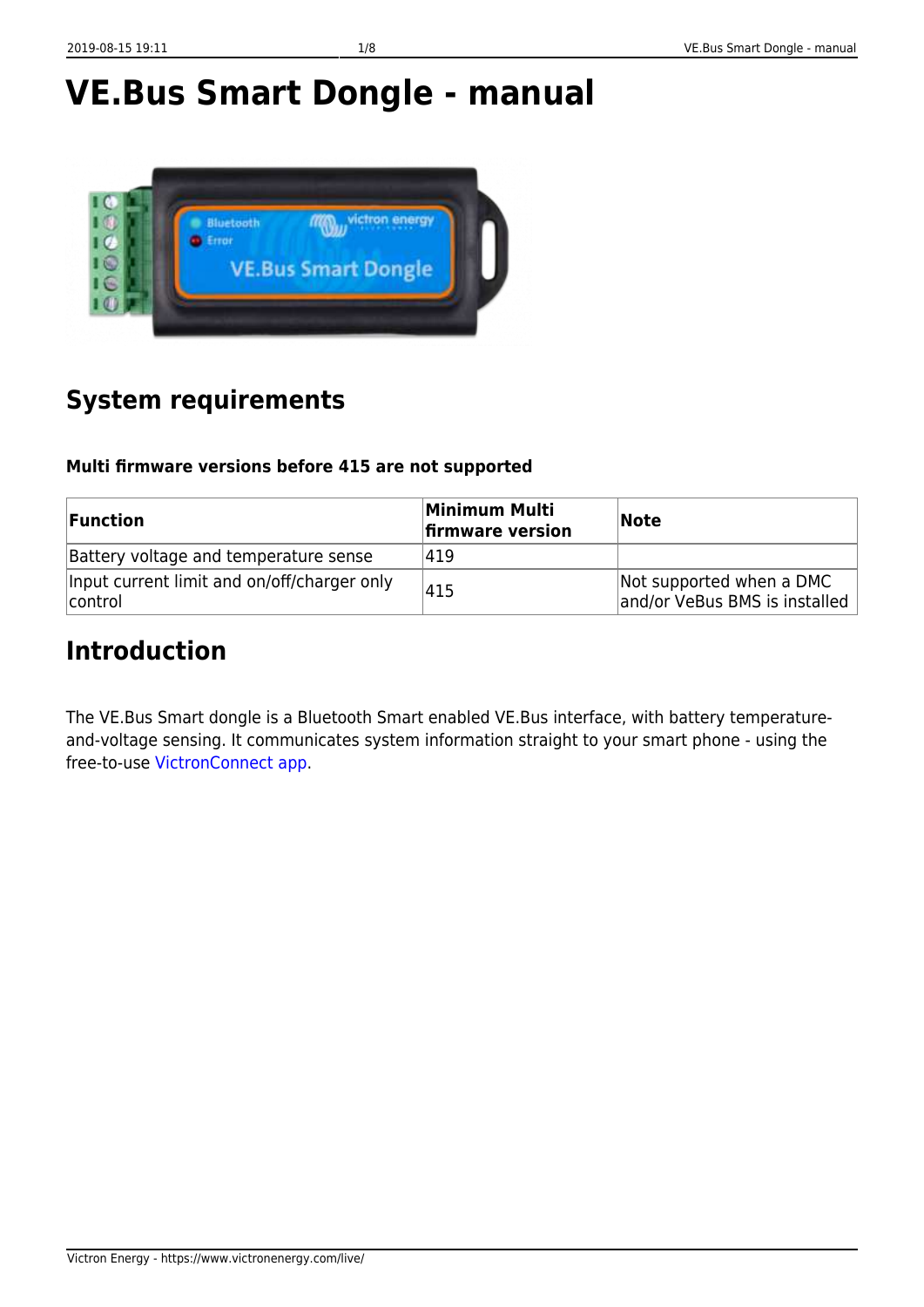# VE.Bus Smart Dongle - manual

## System requirements

**Multi firmware versions before 415 are not supported**

| Function | Minimum Multi firmware version | Note |
|---|---|---|
| Battery voltage and temperature sense | 419 | |
| Input current limit and on/off/charger only control | 415 | Not supported when a DMC and/or VeBus BMS is installed |

## Introduction

The VE.Bus Smart dongle is a Bluetooth Smart enabled VE.Bus interface, with battery temperature-and-voltage sensing. It communicates system information straight to your smart phone - using the free-to-use VictronConnect app.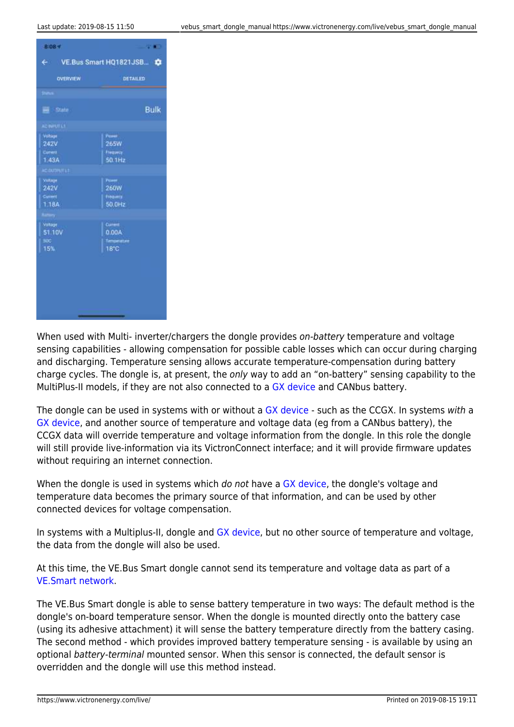When used with Multi- inverter/chargers the dongle provides *on-battery* temperature and voltage sensing capabilities - allowing compensation for possible cable losses which can occur during charging and discharging. Temperature sensing allows accurate temperature-compensation during battery charge cycles. The dongle is, at present, the *only* way to add an “on-battery” sensing capability to the MultiPlus-II models, if they are not also connected to a GX device and CANbus battery.

The dongle can be used in systems with or without a GX device - such as the CCGX. In systems *with* a GX device, and another source of temperature and voltage data (eg from a CANbus battery), the CCGX data will override temperature and voltage information from the dongle. In this role the dongle will still provide live-information via its VictronConnect interface; and it will provide firmware updates without requiring an internet connection.

When the dongle is used in systems which *do not* have a GX device, the dongle's voltage and temperature data becomes the primary source of that information, and can be used by other connected devices for voltage compensation.

In systems with a Multiplus-II, dongle and GX device, but no other source of temperature and voltage, the data from the dongle will also be used.

At this time, the VE.Bus Smart dongle cannot send its temperature and voltage data as part of a VE.Smart network.

The VE.Bus Smart dongle is able to sense battery temperature in two ways: The default method is the dongle's on-board temperature sensor. When the dongle is mounted directly onto the battery case (using its adhesive attachment) it will sense the battery temperature directly from the battery casing. The second method - which provides improved battery temperature sensing - is available by using an optional *battery-terminal* mounted sensor. When this sensor is connected, the default sensor is overridden and the dongle will use this method instead.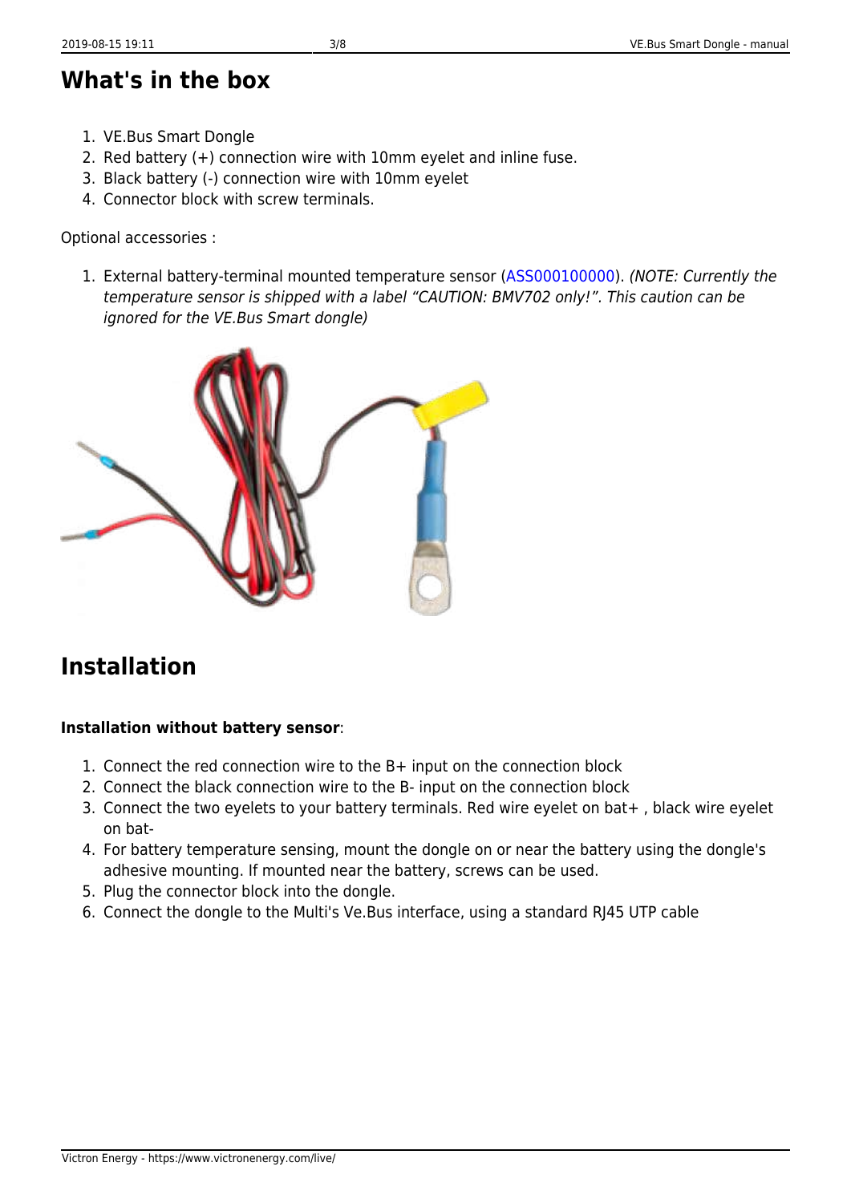## What's in the box

1. VE.Bus Smart Dongle
2. Red battery (+) connection wire with 10mm eyelet and inline fuse.
3. Black battery (-) connection wire with 10mm eyelet
4. Connector block with screw terminals.

Optional accessories :

1. External battery-terminal mounted temperature sensor (ASS000100000). *(NOTE: Currently the temperature sensor is shipped with a label "CAUTION: BMV702 only!". This caution can be ignored for the VE.Bus Smart dongle)*

## Installation

**Installation without battery sensor**:

1. Connect the red connection wire to the B+ input on the connection block
2. Connect the black connection wire to the B- input on the connection block
3. Connect the two eyelets to your battery terminals. Red wire eyelet on bat+ , black wire eyelet on bat-
4. For battery temperature sensing, mount the dongle on or near the battery using the dongle's adhesive mounting. If mounted near the battery, screws can be used.
5. Plug the connector block into the dongle.
6. Connect the dongle to the Multi's Ve.Bus interface, using a standard RJ45 UTP cable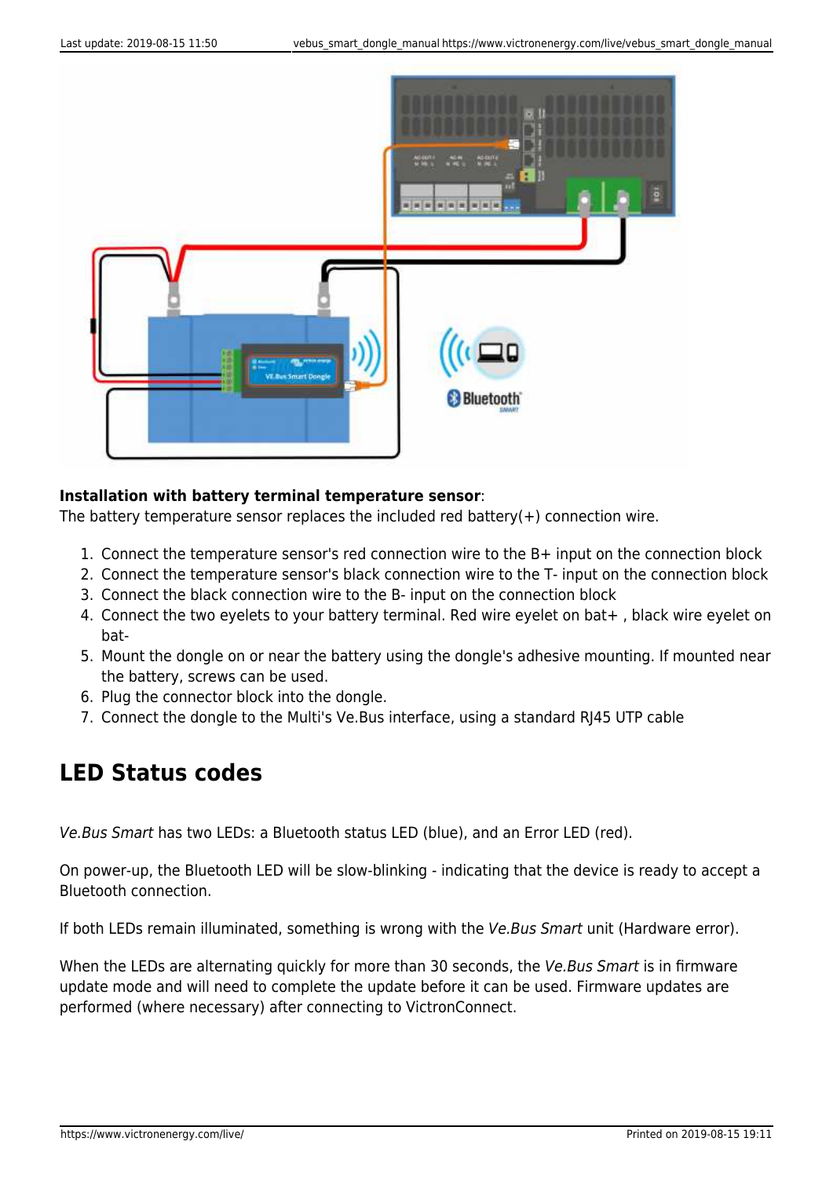**Installation with battery terminal temperature sensor**:
The battery temperature sensor replaces the included red battery(+) connection wire.

1. Connect the temperature sensor's red connection wire to the B+ input on the connection block
2. Connect the temperature sensor's black connection wire to the T- input on the connection block
3. Connect the black connection wire to the B- input on the connection block
4. Connect the two eyelets to your battery terminal. Red wire eyelet on bat+ , black wire eyelet on bat-
5. Mount the dongle on or near the battery using the dongle's adhesive mounting. If mounted near the battery, screws can be used.
6. Plug the connector block into the dongle.
7. Connect the dongle to the Multi's Ve.Bus interface, using a standard RJ45 UTP cable

## LED Status codes

*Ve.Bus Smart* has two LEDs: a Bluetooth status LED (blue), and an Error LED (red).

On power-up, the Bluetooth LED will be slow-blinking - indicating that the device is ready to accept a Bluetooth connection.

If both LEDs remain illuminated, something is wrong with the *Ve.Bus Smart* unit (Hardware error).

When the LEDs are alternating quickly for more than 30 seconds, the *Ve.Bus Smart* is in firmware update mode and will need to complete the update before it can be used. Firmware updates are performed (where necessary) after connecting to VictronConnect.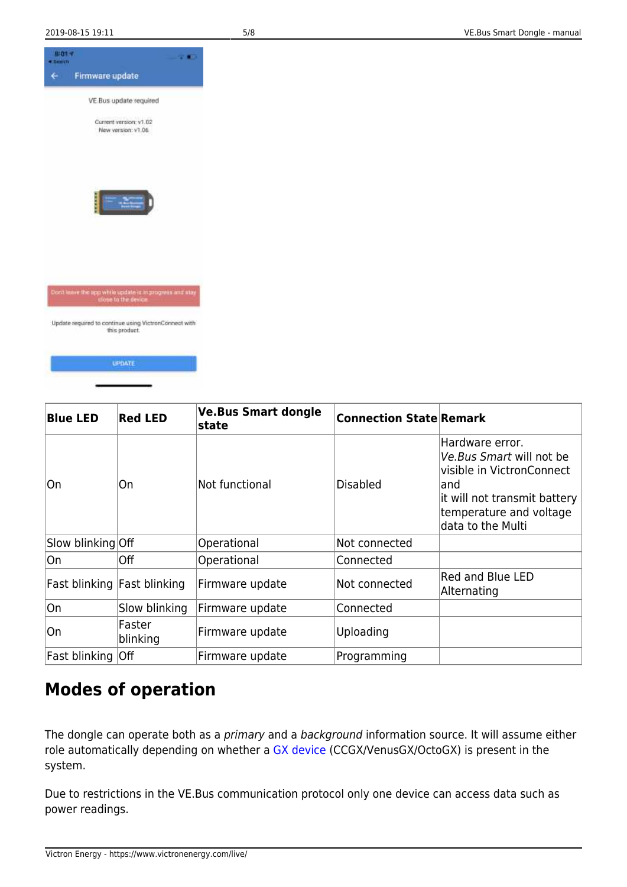| Blue LED | Red LED | Ve.Bus Smart dongle state | Connection State | Remark |
|---|---|---|---|---|
| On | On | Not functional | Disabled | Hardware error. *Ve.Bus Smart* will not be visible in VictronConnect and it will not transmit battery temperature and voltage data to the Multi |
| Slow blinking | Off | Operational | Not connected | |
| On | Off | Operational | Connected | |
| Fast blinking | Fast blinking | Firmware update | Not connected | Red and Blue LED Alternating |
| On | Slow blinking | Firmware update | Connected | |
| On | Faster blinking | Firmware update | Uploading | |
| Fast blinking | Off | Firmware update | Programming | |

## Modes of operation

The dongle can operate both as a *primary* and a *background* information source. It will assume either role automatically depending on whether a GX device (CCGX/VenusGX/OctoGX) is present in the system.

Due to restrictions in the VE.Bus communication protocol only one device can access data such as power readings.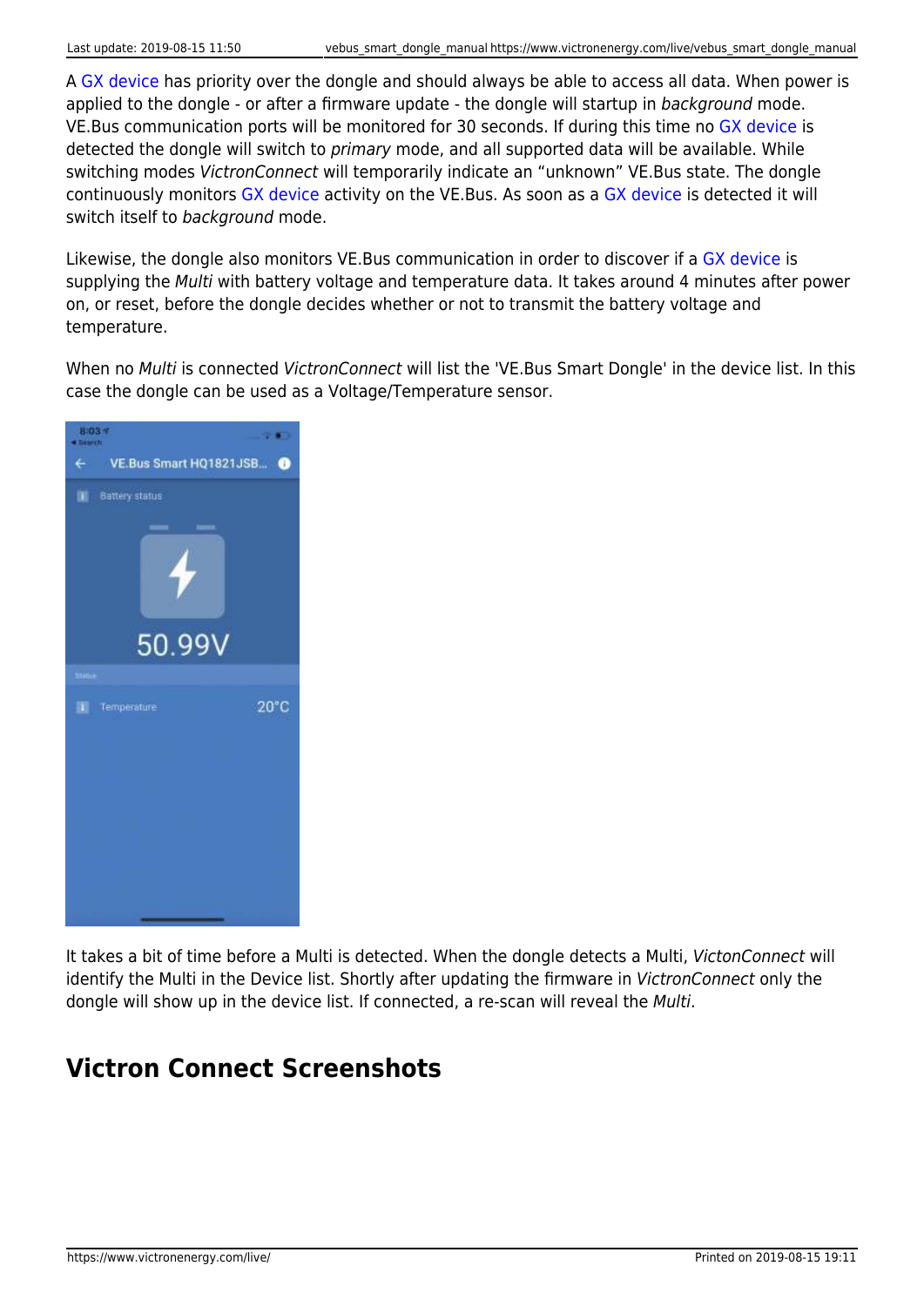A GX device has priority over the dongle and should always be able to access all data. When power is applied to the dongle - or after a firmware update - the dongle will startup in *background* mode. VE.Bus communication ports will be monitored for 30 seconds. If during this time no GX device is detected the dongle will switch to *primary* mode, and all supported data will be available. While switching modes *VictronConnect* will temporarily indicate an “unknown” VE.Bus state. The dongle continuously monitors GX device activity on the VE.Bus. As soon as a GX device is detected it will switch itself to *background* mode.

Likewise, the dongle also monitors VE.Bus communication in order to discover if a GX device is supplying the *Multi* with battery voltage and temperature data. It takes around 4 minutes after power on, or reset, before the dongle decides whether or not to transmit the battery voltage and temperature.

When no *Multi* is connected *VictronConnect* will list the 'VE.Bus Smart Dongle' in the device list. In this case the dongle can be used as a Voltage/Temperature sensor.

It takes a bit of time before a Multi is detected. When the dongle detects a Multi, *VictonConnect* will identify the Multi in the Device list. Shortly after updating the firmware in *VictronConnect* only the dongle will show up in the device list. If connected, a re-scan will reveal the *Multi*.

## Victron Connect Screenshots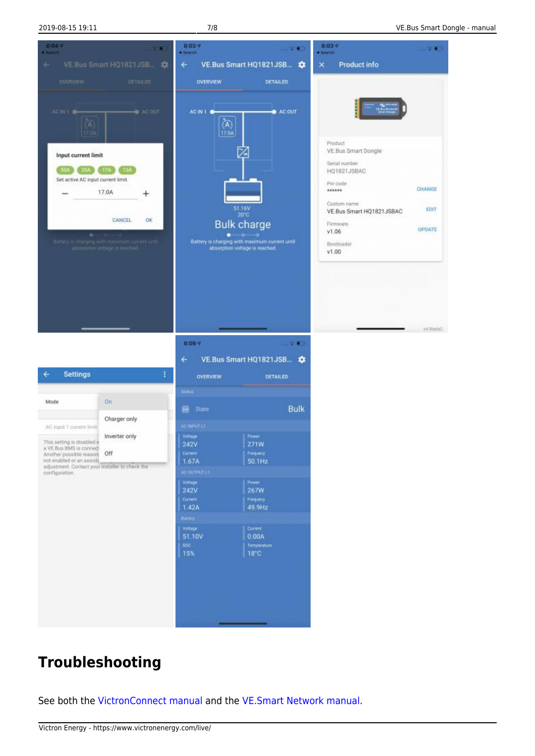# Troubleshooting

See both the VictronConnect manual and the VE.Smart Network manual.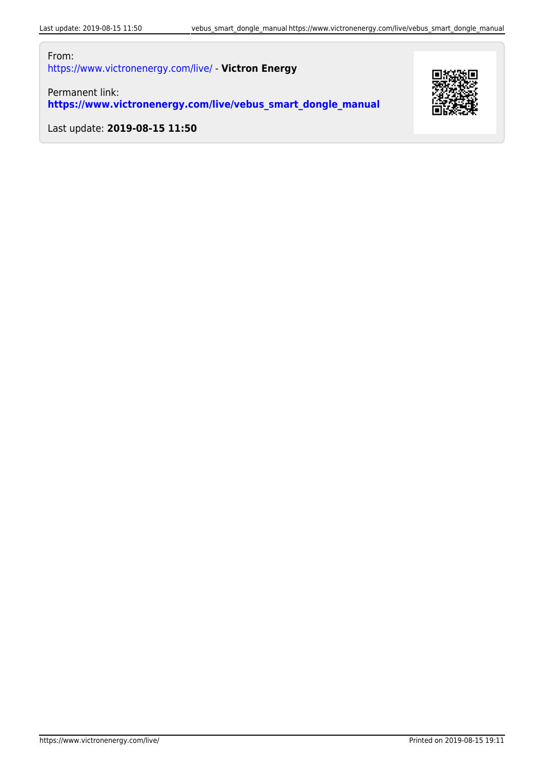From:
https://www.victronenergy.com/live/ - **Victron Energy**

Permanent link:
**https://www.victronenergy.com/live/vebus_smart_dongle_manual**

Last update: **2019-08-15 11:50**